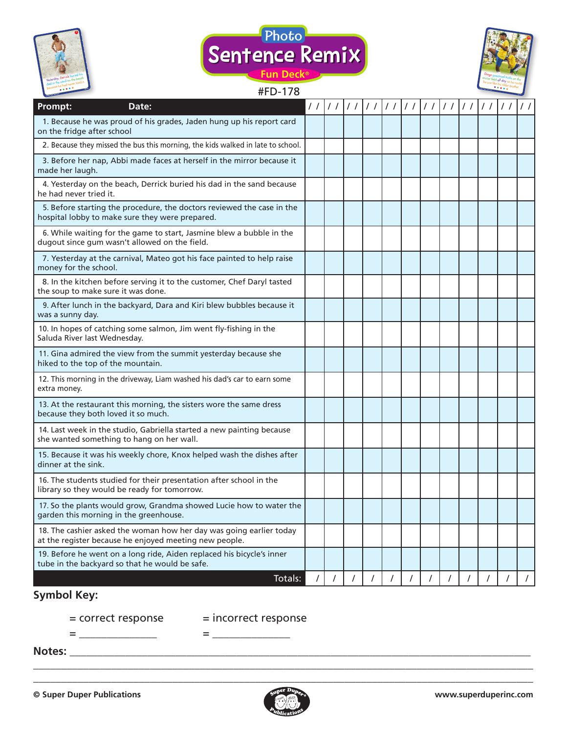# Photo Sentence Remix Fun Deck®

#FD-178

| Prompt: Date: | / / | / / | / / | / / | / / | / / | / / | / / | / / | / / | / / | / / |
|---|---|---|---|---|---|---|---|---|---|---|---|---|
| 1. Because he was proud of his grades, Jaden hung up his report card on the fridge after school | | | | | | | | | | | | |
| 2. Because they missed the bus this morning, the kids walked in late to school. | | | | | | | | | | | | |
| 3. Before her nap, Abbi made faces at herself in the mirror because it made her laugh. | | | | | | | | | | | | |
| 4. Yesterday on the beach, Derrick buried his dad in the sand because he had never tried it. | | | | | | | | | | | | |
| 5. Before starting the procedure, the doctors reviewed the case in the hospital lobby to make sure they were prepared. | | | | | | | | | | | | |
| 6. While waiting for the game to start, Jasmine blew a bubble in the dugout since gum wasn't allowed on the field. | | | | | | | | | | | | |
| 7. Yesterday at the carnival, Mateo got his face painted to help raise money for the school. | | | | | | | | | | | | |
| 8. In the kitchen before serving it to the customer, Chef Daryl tasted the soup to make sure it was done. | | | | | | | | | | | | |
| 9. After lunch in the backyard, Dara and Kiri blew bubbles because it was a sunny day. | | | | | | | | | | | | |
| 10. In hopes of catching some salmon, Jim went fly-fishing in the Saluda River last Wednesday. | | | | | | | | | | | | |
| 11. Gina admired the view from the summit yesterday because she hiked to the top of the mountain. | | | | | | | | | | | | |
| 12. This morning in the driveway, Liam washed his dad's car to earn some extra money. | | | | | | | | | | | | |
| 13. At the restaurant this morning, the sisters wore the same dress because they both loved it so much. | | | | | | | | | | | | |
| 14. Last week in the studio, Gabriella started a new painting because she wanted something to hang on her wall. | | | | | | | | | | | | |
| 15. Because it was his weekly chore, Knox helped wash the dishes after dinner at the sink. | | | | | | | | | | | | |
| 16. The students studied for their presentation after school in the library so they would be ready for tomorrow. | | | | | | | | | | | | |
| 17. So the plants would grow, Grandma showed Lucie how to water the garden this morning in the greenhouse. | | | | | | | | | | | | |
| 18. The cashier asked the woman how her day was going earlier today at the register because he enjoyed meeting new people. | | | | | | | | | | | | |
| 19. Before he went on a long ride, Aiden replaced his bicycle's inner tube in the backyard so that he would be safe. | | | | | | | | | | | | |
| Totals: | / | / | / | / | / | / | / | / | / | / | / | / |

**Symbol Key:**

= correct response = incorrect response

= _______________ = _______________

**Notes:** ________________________________________________________________________________

© Super Duper Publications www.superduperinc.com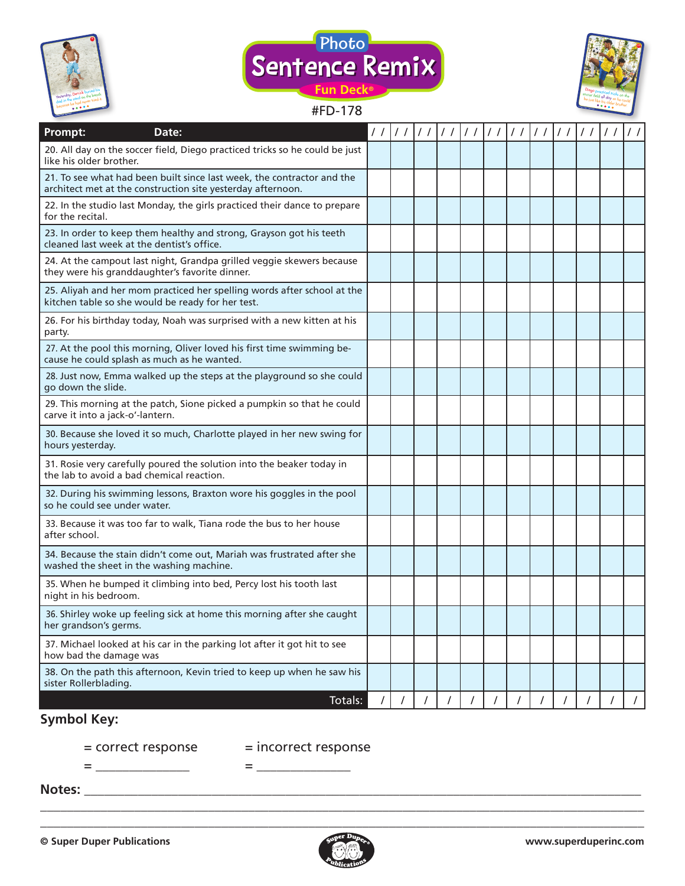# Photo Sentence Remix Fun Deck®

#FD-178

| Prompt: Date: | / / | / / | / / | / / | / / | / / | / / | / / | / / | / / | / / | / / |
|---|---|---|---|---|---|---|---|---|---|---|---|---|
| 20. All day on the soccer field, Diego practiced tricks so he could be just like his older brother. | | | | | | | | | | | | |
| 21. To see what had been built since last week, the contractor and the architect met at the construction site yesterday afternoon. | | | | | | | | | | | | |
| 22. In the studio last Monday, the girls practiced their dance to prepare for the recital. | | | | | | | | | | | | |
| 23. In order to keep them healthy and strong, Grayson got his teeth cleaned last week at the dentist's office. | | | | | | | | | | | | |
| 24. At the campout last night, Grandpa grilled veggie skewers because they were his granddaughter's favorite dinner. | | | | | | | | | | | | |
| 25. Aliyah and her mom practiced her spelling words after school at the kitchen table so she would be ready for her test. | | | | | | | | | | | | |
| 26. For his birthday today, Noah was surprised with a new kitten at his party. | | | | | | | | | | | | |
| 27. At the pool this morning, Oliver loved his first time swimming because he could splash as much as he wanted. | | | | | | | | | | | | |
| 28. Just now, Emma walked up the steps at the playground so she could go down the slide. | | | | | | | | | | | | |
| 29. This morning at the patch, Sione picked a pumpkin so that he could carve it into a jack-o'-lantern. | | | | | | | | | | | | |
| 30. Because she loved it so much, Charlotte played in her new swing for hours yesterday. | | | | | | | | | | | | |
| 31. Rosie very carefully poured the solution into the beaker today in the lab to avoid a bad chemical reaction. | | | | | | | | | | | | |
| 32. During his swimming lessons, Braxton wore his goggles in the pool so he could see under water. | | | | | | | | | | | | |
| 33. Because it was too far to walk, Tiana rode the bus to her house after school. | | | | | | | | | | | | |
| 34. Because the stain didn't come out, Mariah was frustrated after she washed the sheet in the washing machine. | | | | | | | | | | | | |
| 35. When he bumped it climbing into bed, Percy lost his tooth last night in his bedroom. | | | | | | | | | | | | |
| 36. Shirley woke up feeling sick at home this morning after she caught her grandson's germs. | | | | | | | | | | | | |
| 37. Michael looked at his car in the parking lot after it got hit to see how bad the damage was | | | | | | | | | | | | |
| 38. On the path this afternoon, Kevin tried to keep up when he saw his sister Rollerblading. | | | | | | | | | | | | |
| Totals: | / | / | / | / | / | / | / | / | / | / | / | / |

**Symbol Key:**

= correct response    = incorrect response

= _______________    = _______________

**Notes:** ______________________________________________________________________

____________________________________________________________________________

____________________________________________________________________________

**© Super Duper Publications**    **www.superduperinc.com**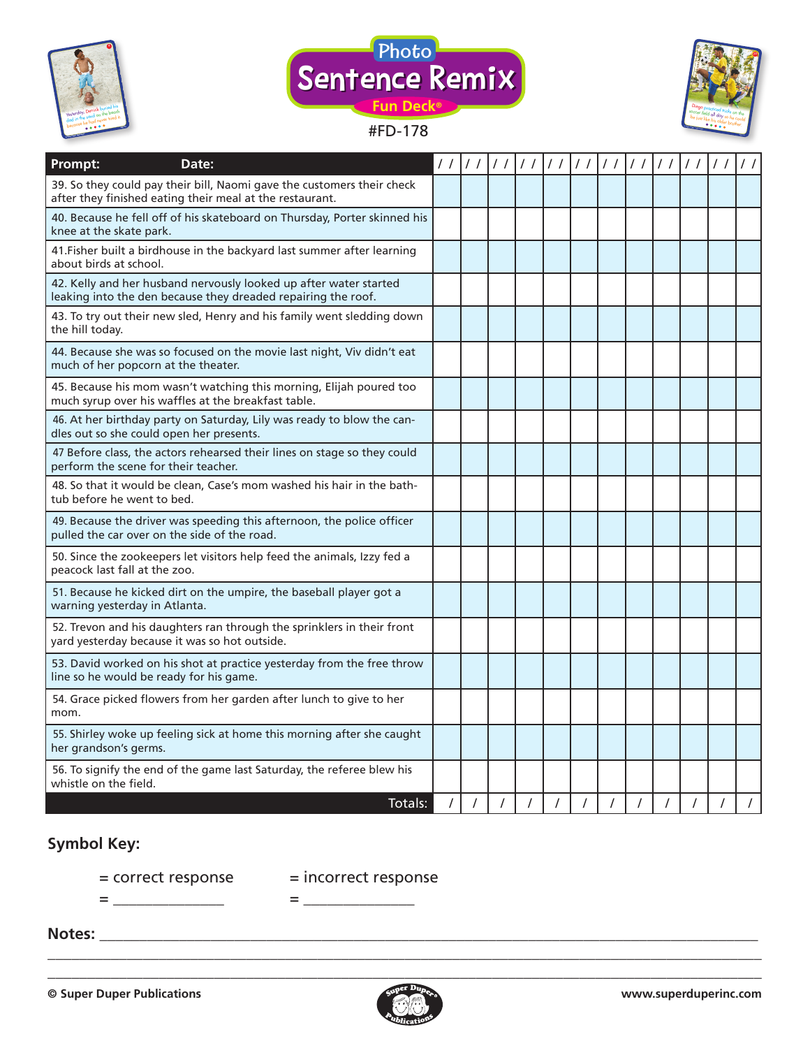# Photo Sentence Remix Fun Deck®

#FD-178

| Prompt: Date: | / / | / / | / / | / / | / / | / / | / / | / / | / / | / / | / / | / / |
|---|---|---|---|---|---|---|---|---|---|---|---|---|
| 39. So they could pay their bill, Naomi gave the customers their check after they finished eating their meal at the restaurant. | | | | | | | | | | | | |
| 40. Because he fell off of his skateboard on Thursday, Porter skinned his knee at the skate park. | | | | | | | | | | | | |
| 41.Fisher built a birdhouse in the backyard last summer after learning about birds at school. | | | | | | | | | | | | |
| 42. Kelly and her husband nervously looked up after water started leaking into the den because they dreaded repairing the roof. | | | | | | | | | | | | |
| 43. To try out their new sled, Henry and his family went sledding down the hill today. | | | | | | | | | | | | |
| 44. Because she was so focused on the movie last night, Viv didn't eat much of her popcorn at the theater. | | | | | | | | | | | | |
| 45. Because his mom wasn't watching this morning, Elijah poured too much syrup over his waffles at the breakfast table. | | | | | | | | | | | | |
| 46. At her birthday party on Saturday, Lily was ready to blow the candles out so she could open her presents. | | | | | | | | | | | | |
| 47 Before class, the actors rehearsed their lines on stage so they could perform the scene for their teacher. | | | | | | | | | | | | |
| 48. So that it would be clean, Case's mom washed his hair in the bathtub before he went to bed. | | | | | | | | | | | | |
| 49. Because the driver was speeding this afternoon, the police officer pulled the car over on the side of the road. | | | | | | | | | | | | |
| 50. Since the zookeepers let visitors help feed the animals, Izzy fed a peacock last fall at the zoo. | | | | | | | | | | | | |
| 51. Because he kicked dirt on the umpire, the baseball player got a warning yesterday in Atlanta. | | | | | | | | | | | | |
| 52. Trevon and his daughters ran through the sprinklers in their front yard yesterday because it was so hot outside. | | | | | | | | | | | | |
| 53. David worked on his shot at practice yesterday from the free throw line so he would be ready for his game. | | | | | | | | | | | | |
| 54. Grace picked flowers from her garden after lunch to give to her mom. | | | | | | | | | | | | |
| 55. Shirley woke up feeling sick at home this morning after she caught her grandson's germs. | | | | | | | | | | | | |
| 56. To signify the end of the game last Saturday, the referee blew his whistle on the field. | | | | | | | | | | | | |
| Totals: | / | / | / | / | / | / | / | / | / | / | / | / |

**Symbol Key:**

= correct response    = incorrect response

= _______________    = _______________

**Notes:** ______________________________________________________________

© Super Duper Publications    www.superduperinc.com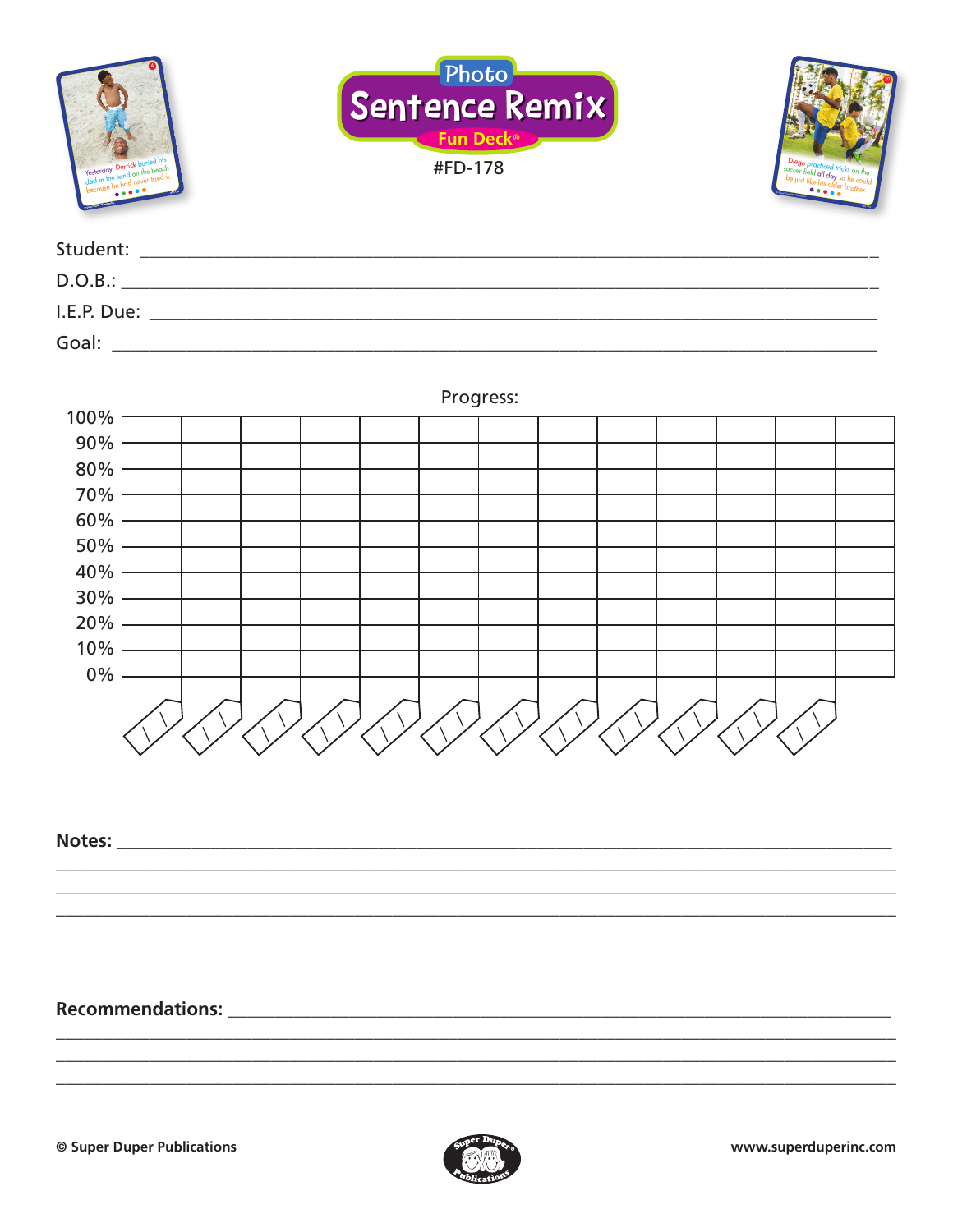# Photo Sentence Remix Fun Deck®

#FD-178

Yesterday, Derrick buried his dad in the sand on the beach because he had never tried it.

Diego practiced tricks on the soccer field all day so he could be just like his older brother.

Student: ___

D.O.B.: ___

I.E.P. Due: ___

Goal: ___

Progress:

100%
90%
80%
70%
60%
50%
40%
30%
20%
10%
0%

**Notes:** ___

**Recommendations:** ___

© Super Duper Publications

www.superduperinc.com